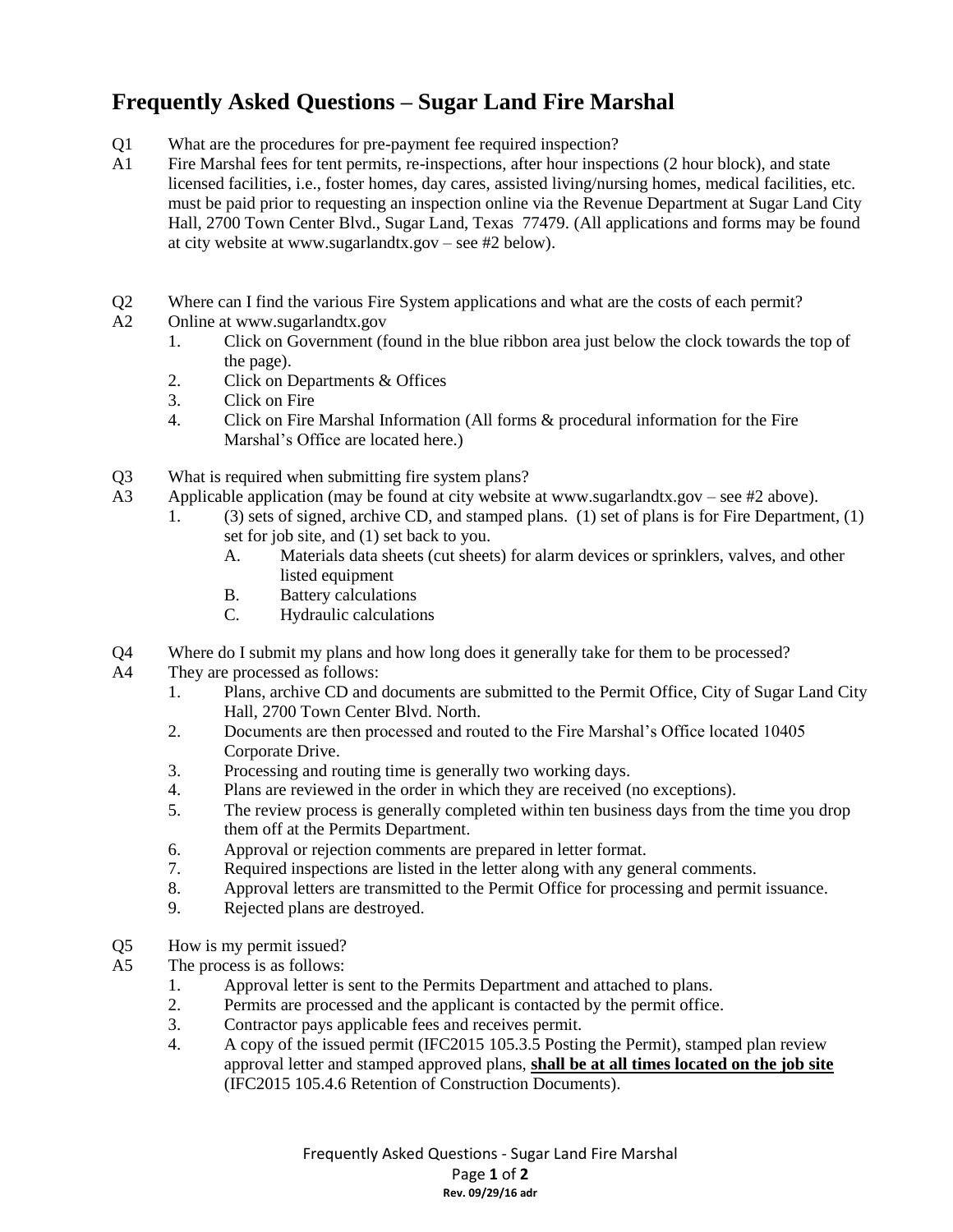# Frequently Asked Questions – Sugar Land Fire Marshal

Q1 What are the procedures for pre-payment fee required inspection?

A1 Fire Marshal fees for tent permits, re-inspections, after hour inspections (2 hour block), and state licensed facilities, i.e., foster homes, day cares, assisted living/nursing homes, medical facilities, etc. must be paid prior to requesting an inspection online via the Revenue Department at Sugar Land City Hall, 2700 Town Center Blvd., Sugar Land, Texas 77479. (All applications and forms may be found at city website at www.sugarlandtx.gov – see #2 below).

Q2 Where can I find the various Fire System applications and what are the costs of each permit?

A2 Online at www.sugarlandtx.gov

1. Click on Government (found in the blue ribbon area just below the clock towards the top of the page).
2. Click on Departments & Offices
3. Click on Fire
4. Click on Fire Marshal Information (All forms & procedural information for the Fire Marshal's Office are located here.)

Q3 What is required when submitting fire system plans?

A3 Applicable application (may be found at city website at www.sugarlandtx.gov – see #2 above).

1. (3) sets of signed, archive CD, and stamped plans. (1) set of plans is for Fire Department, (1) set for job site, and (1) set back to you.
   A. Materials data sheets (cut sheets) for alarm devices or sprinklers, valves, and other listed equipment
   B. Battery calculations
   C. Hydraulic calculations

Q4 Where do I submit my plans and how long does it generally take for them to be processed?

A4 They are processed as follows:

1. Plans, archive CD and documents are submitted to the Permit Office, City of Sugar Land City Hall, 2700 Town Center Blvd. North.
2. Documents are then processed and routed to the Fire Marshal's Office located 10405 Corporate Drive.
3. Processing and routing time is generally two working days.
4. Plans are reviewed in the order in which they are received (no exceptions).
5. The review process is generally completed within ten business days from the time you drop them off at the Permits Department.
6. Approval or rejection comments are prepared in letter format.
7. Required inspections are listed in the letter along with any general comments.
8. Approval letters are transmitted to the Permit Office for processing and permit issuance.
9. Rejected plans are destroyed.

Q5 How is my permit issued?

A5 The process is as follows:

1. Approval letter is sent to the Permits Department and attached to plans.
2. Permits are processed and the applicant is contacted by the permit office.
3. Contractor pays applicable fees and receives permit.
4. A copy of the issued permit (IFC2015 105.3.5 Posting the Permit), stamped plan review approval letter and stamped approved plans, <u>**shall be at all times located on the job site**</u> (IFC2015 105.4.6 Retention of Construction Documents).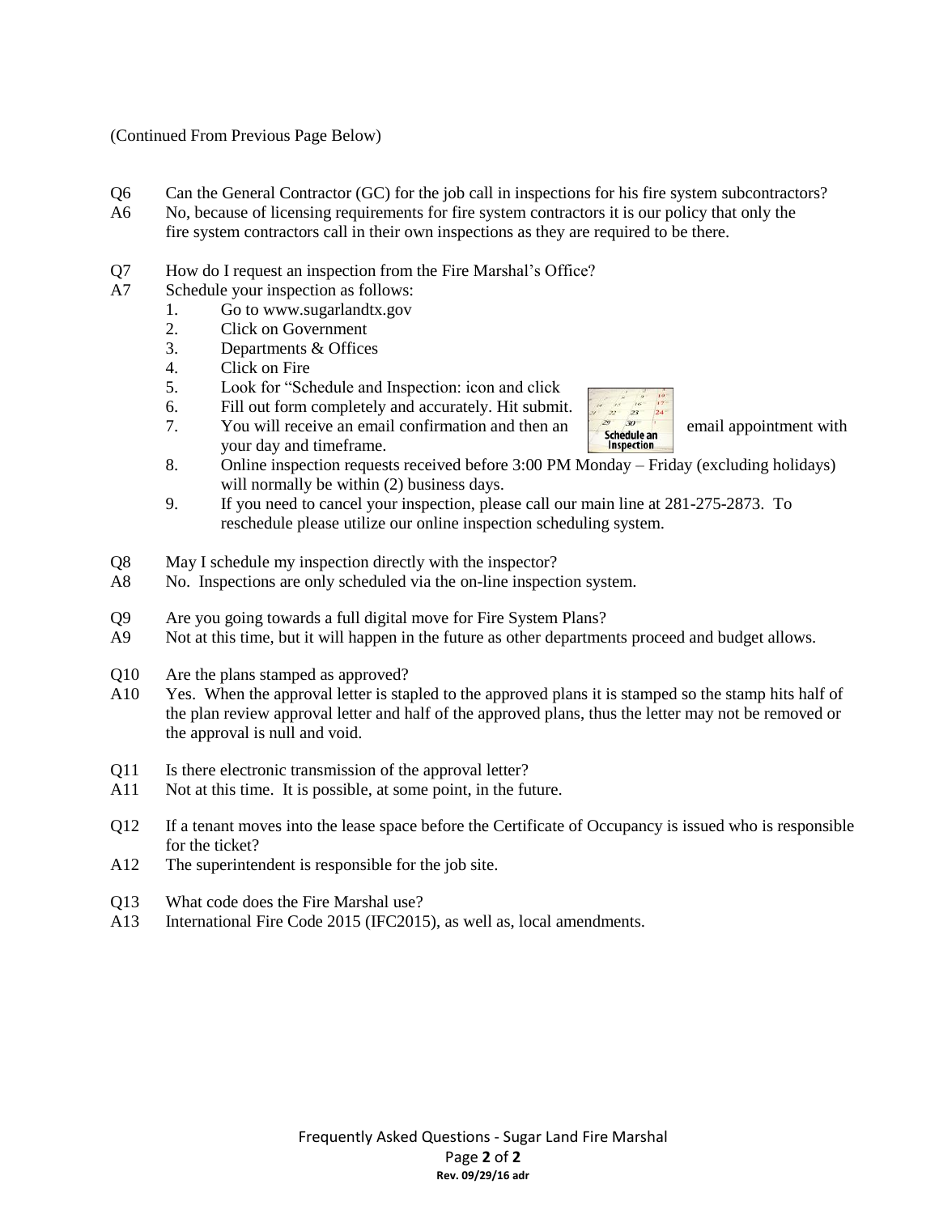(Continued From Previous Page Below)

Q6 Can the General Contractor (GC) for the job call in inspections for his fire system subcontractors?
A6 No, because of licensing requirements for fire system contractors it is our policy that only the fire system contractors call in their own inspections as they are required to be there.

Q7 How do I request an inspection from the Fire Marshal's Office?
A7 Schedule your inspection as follows:

1. Go to www.sugarlandtx.gov
2. Click on Government
3. Departments & Offices
4. Click on Fire
5. Look for "Schedule and Inspection: icon and click
6. Fill out form completely and accurately. Hit submit.
7. You will receive an email confirmation and then an email appointment with your day and timeframe.
8. Online inspection requests received before 3:00 PM Monday – Friday (excluding holidays) will normally be within (2) business days.
9. If you need to cancel your inspection, please call our main line at 281-275-2873. To reschedule please utilize our online inspection scheduling system.

Q8 May I schedule my inspection directly with the inspector?
A8 No. Inspections are only scheduled via the on-line inspection system.

Q9 Are you going towards a full digital move for Fire System Plans?
A9 Not at this time, but it will happen in the future as other departments proceed and budget allows.

Q10 Are the plans stamped as approved?
A10 Yes. When the approval letter is stapled to the approved plans it is stamped so the stamp hits half of the plan review approval letter and half of the approved plans, thus the letter may not be removed or the approval is null and void.

Q11 Is there electronic transmission of the approval letter?
A11 Not at this time. It is possible, at some point, in the future.

Q12 If a tenant moves into the lease space before the Certificate of Occupancy is issued who is responsible for the ticket?
A12 The superintendent is responsible for the job site.

Q13 What code does the Fire Marshal use?
A13 International Fire Code 2015 (IFC2015), as well as, local amendments.